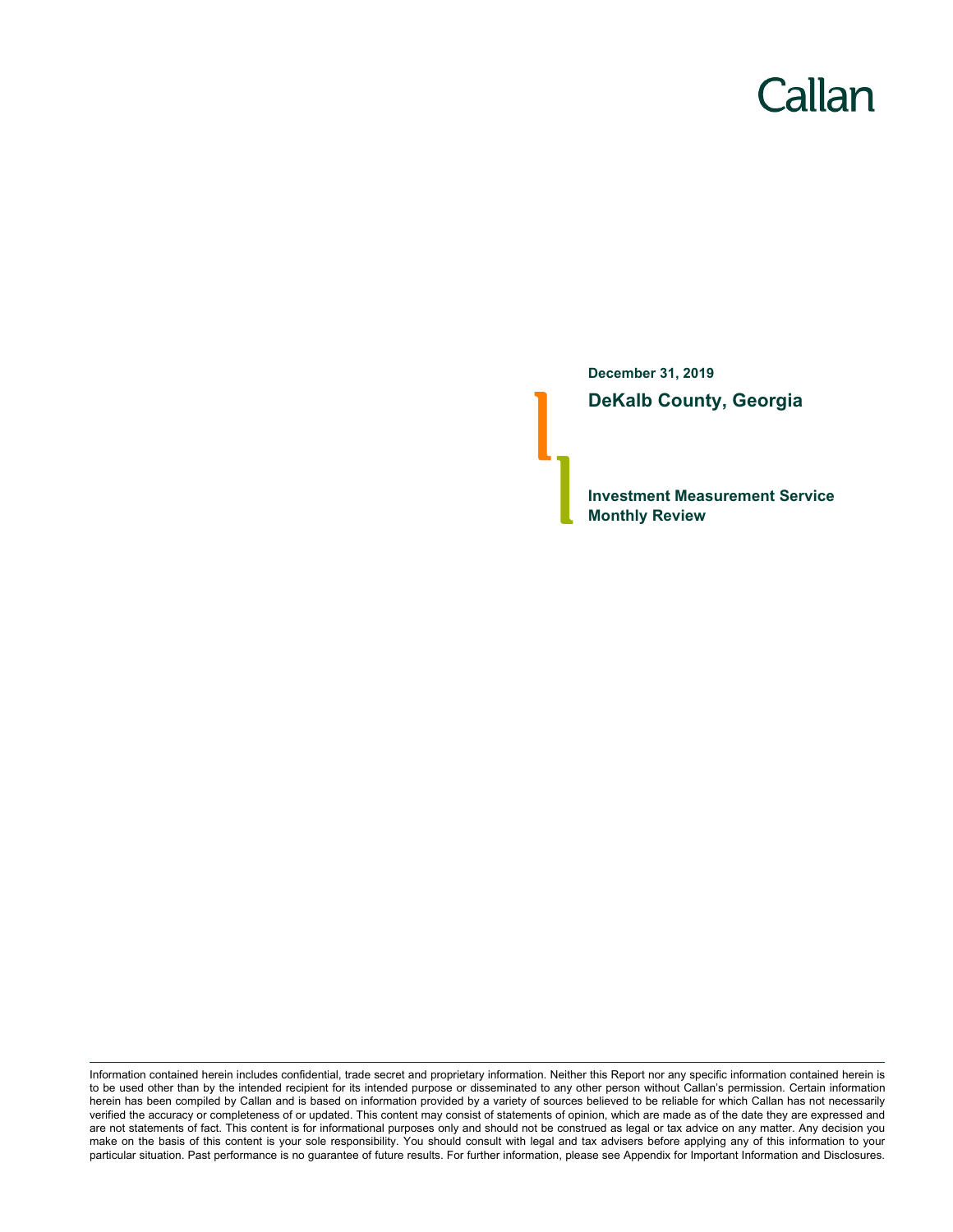Callan

**December 31, 2019**

# DeKalb County, Georgia

## Investment Measurement Service
## Monthly Review

Information contained herein includes confidential, trade secret and proprietary information. Neither this Report nor any specific information contained herein is to be used other than by the intended recipient for its intended purpose or disseminated to any other person without Callan's permission. Certain information herein has been compiled by Callan and is based on information provided by a variety of sources believed to be reliable for which Callan has not necessarily verified the accuracy or completeness of or updated. This content may consist of statements of opinion, which are made as of the date they are expressed and are not statements of fact. This content is for informational purposes only and should not be construed as legal or tax advice on any matter. Any decision you make on the basis of this content is your sole responsibility. You should consult with legal and tax advisers before applying any of this information to your particular situation. Past performance is no guarantee of future results. For further information, please see Appendix for Important Information and Disclosures.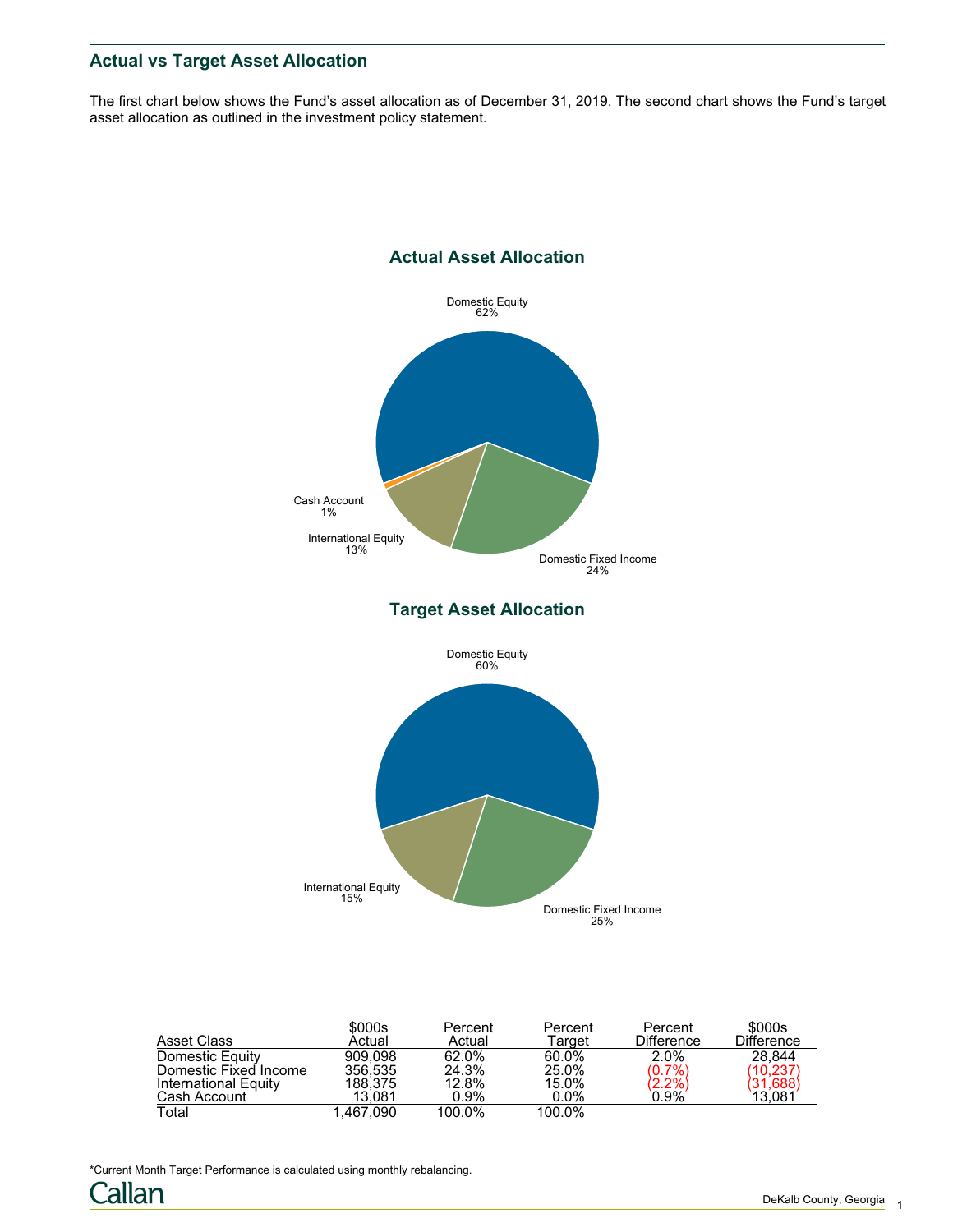## Actual vs Target Asset Allocation

The first chart below shows the Fund's asset allocation as of December 31, 2019. The second chart shows the Fund's target asset allocation as outlined in the investment policy statement.

### Actual Asset Allocation

Domestic Equity 62%

Domestic Fixed Income 24%

International Equity 13%

Cash Account 1%

### Target Asset Allocation

Domestic Equity 60%

Domestic Fixed Income 25%

International Equity 15%

| Asset Class | $000s Actual | Percent Actual | Percent Target | Percent Difference | $000s Difference |
|---|---|---|---|---|---|
| Domestic Equity | 909,098 | 62.0% | 60.0% | 2.0% | 28,844 |
| Domestic Fixed Income | 356,535 | 24.3% | 25.0% | (0.7%) | (10,237) |
| International Equity | 188,375 | 12.8% | 15.0% | (2.2%) | (31,688) |
| Cash Account | 13,081 | 0.9% | 0.0% | 0.9% | 13,081 |
| Total | 1,467,090 | 100.0% | 100.0% | | |

*Current Month Target Performance is calculated using monthly rebalancing.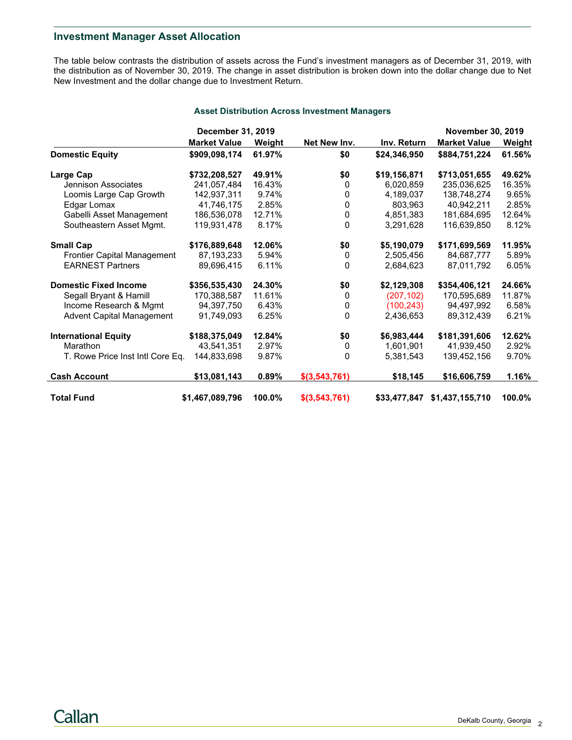## Investment Manager Asset Allocation

The table below contrasts the distribution of assets across the Fund's investment managers as of December 31, 2019, with the distribution as of November 30, 2019. The change in asset distribution is broken down into the dollar change due to Net New Investment and the dollar change due to Investment Return.

### Asset Distribution Across Investment Managers

| | December 31, 2019 | | | | November 30, 2019 | |
|---|---|---|---|---|---|---|
| | **Market Value** | **Weight** | **Net New Inv.** | **Inv. Return** | **Market Value** | **Weight** |
| **Domestic Equity** | **$909,098,174** | **61.97%** | **$0** | **$24,346,950** | **$884,751,224** | **61.56%** |
| **Large Cap** | **$732,208,527** | **49.91%** | **$0** | **$19,156,871** | **$713,051,655** | **49.62%** |
| Jennison Associates | 241,057,484 | 16.43% | 0 | 6,020,859 | 235,036,625 | 16.35% |
| Loomis Large Cap Growth | 142,937,311 | 9.74% | 0 | 4,189,037 | 138,748,274 | 9.65% |
| Edgar Lomax | 41,746,175 | 2.85% | 0 | 803,963 | 40,942,211 | 2.85% |
| Gabelli Asset Management | 186,536,078 | 12.71% | 0 | 4,851,383 | 181,684,695 | 12.64% |
| Southeastern Asset Mgmt. | 119,931,478 | 8.17% | 0 | 3,291,628 | 116,639,850 | 8.12% |
| **Small Cap** | **$176,889,648** | **12.06%** | **$0** | **$5,190,079** | **$171,699,569** | **11.95%** |
| Frontier Capital Management | 87,193,233 | 5.94% | 0 | 2,505,456 | 84,687,777 | 5.89% |
| EARNEST Partners | 89,696,415 | 6.11% | 0 | 2,684,623 | 87,011,792 | 6.05% |
| **Domestic Fixed Income** | **$356,535,430** | **24.30%** | **$0** | **$2,129,308** | **$354,406,121** | **24.66%** |
| Segall Bryant & Hamill | 170,388,587 | 11.61% | 0 | (207,102) | 170,595,689 | 11.87% |
| Income Research & Mgmt | 94,397,750 | 6.43% | 0 | (100,243) | 94,497,992 | 6.58% |
| Advent Capital Management | 91,749,093 | 6.25% | 0 | 2,436,653 | 89,312,439 | 6.21% |
| **International Equity** | **$188,375,049** | **12.84%** | **$0** | **$6,983,444** | **$181,391,606** | **12.62%** |
| Marathon | 43,541,351 | 2.97% | 0 | 1,601,901 | 41,939,450 | 2.92% |
| T. Rowe Price Inst Intl Core Eq. | 144,833,698 | 9.87% | 0 | 5,381,543 | 139,452,156 | 9.70% |
| **Cash Account** | **$13,081,143** | **0.89%** | **$(3,543,761)** | **$18,145** | **$16,606,759** | **1.16%** |
| **Total Fund** | **$1,467,089,796** | **100.0%** | **$(3,543,761)** | **$33,477,847** | **$1,437,155,710** | **100.0%** |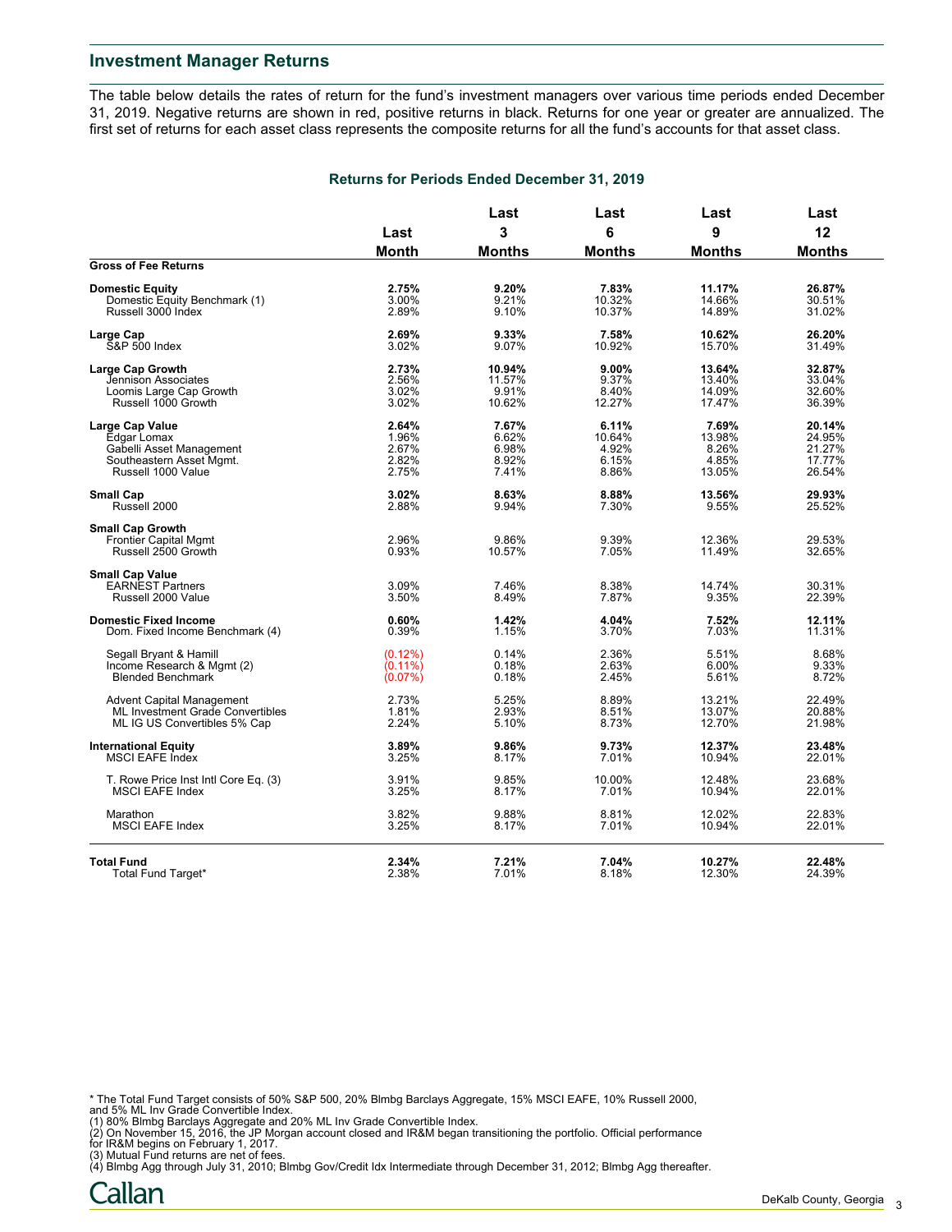## Investment Manager Returns

The table below details the rates of return for the fund's investment managers over various time periods ended December 31, 2019. Negative returns are shown in red, positive returns in black. Returns for one year or greater are annualized. The first set of returns for each asset class represents the composite returns for all the fund's accounts for that asset class.

### Returns for Periods Ended December 31, 2019

| | Last Month | Last 3 Months | Last 6 Months | Last 9 Months | Last 12 Months |
|---|---|---|---|---|---|
| **Gross of Fee Returns** | | | | | |
| **Domestic Equity** | **2.75%** | **9.20%** | **7.83%** | **11.17%** | **26.87%** |
| Domestic Equity Benchmark (1) | 3.00% | 9.21% | 10.32% | 14.66% | 30.51% |
| Russell 3000 Index | 2.89% | 9.10% | 10.37% | 14.89% | 31.02% |
| **Large Cap** | **2.69%** | **9.33%** | **7.58%** | **10.62%** | **26.20%** |
| S&P 500 Index | 3.02% | 9.07% | 10.92% | 15.70% | 31.49% |
| **Large Cap Growth** | **2.73%** | **10.94%** | **9.00%** | **13.64%** | **32.87%** |
| Jennison Associates | 2.56% | 11.57% | 9.37% | 13.40% | 33.04% |
| Loomis Large Cap Growth | 3.02% | 9.91% | 8.40% | 14.09% | 32.60% |
| Russell 1000 Growth | 3.02% | 10.62% | 12.27% | 17.47% | 36.39% |
| **Large Cap Value** | **2.64%** | **7.67%** | **6.11%** | **7.69%** | **20.14%** |
| Edgar Lomax | 1.96% | 6.62% | 10.64% | 13.98% | 24.95% |
| Gabelli Asset Management | 2.67% | 6.98% | 4.92% | 8.26% | 21.27% |
| Southeastern Asset Mgmt. | 2.82% | 8.92% | 6.15% | 4.85% | 17.77% |
| Russell 1000 Value | 2.75% | 7.41% | 8.86% | 13.05% | 26.54% |
| **Small Cap** | **3.02%** | **8.63%** | **8.88%** | **13.56%** | **29.93%** |
| Russell 2000 | 2.88% | 9.94% | 7.30% | 9.55% | 25.52% |
| **Small Cap Growth** | | | | | |
| Frontier Capital Mgmt | 2.96% | 9.86% | 9.39% | 12.36% | 29.53% |
| Russell 2500 Growth | 0.93% | 10.57% | 7.05% | 11.49% | 32.65% |
| **Small Cap Value** | | | | | |
| EARNEST Partners | 3.09% | 7.46% | 8.38% | 14.74% | 30.31% |
| Russell 2000 Value | 3.50% | 8.49% | 7.87% | 9.35% | 22.39% |
| **Domestic Fixed Income** | **0.60%** | **1.42%** | **4.04%** | **7.52%** | **12.11%** |
| Dom. Fixed Income Benchmark (4) | 0.39% | 1.15% | 3.70% | 7.03% | 11.31% |
| Segall Bryant & Hamill | (0.12%) | 0.14% | 2.36% | 5.51% | 8.68% |
| Income Research & Mgmt (2) | (0.11%) | 0.18% | 2.63% | 6.00% | 9.33% |
| Blended Benchmark | (0.07%) | 0.18% | 2.45% | 5.61% | 8.72% |
| Advent Capital Management | 2.73% | 5.25% | 8.89% | 13.21% | 22.49% |
| ML Investment Grade Convertibles | 1.81% | 2.93% | 8.51% | 13.07% | 20.88% |
| ML IG US Convertibles 5% Cap | 2.24% | 5.10% | 8.73% | 12.70% | 21.98% |
| **International Equity** | **3.89%** | **9.86%** | **9.73%** | **12.37%** | **23.48%** |
| MSCI EAFE Index | 3.25% | 8.17% | 7.01% | 10.94% | 22.01% |
| T. Rowe Price Inst Intl Core Eq. (3) | 3.91% | 9.85% | 10.00% | 12.48% | 23.68% |
| MSCI EAFE Index | 3.25% | 8.17% | 7.01% | 10.94% | 22.01% |
| Marathon | 3.82% | 9.88% | 8.81% | 12.02% | 22.83% |
| MSCI EAFE Index | 3.25% | 8.17% | 7.01% | 10.94% | 22.01% |
| **Total Fund** | **2.34%** | **7.21%** | **7.04%** | **10.27%** | **22.48%** |
| Total Fund Target* | 2.38% | 7.01% | 8.18% | 12.30% | 24.39% |

\* The Total Fund Target consists of 50% S&P 500, 20% Blmbg Barclays Aggregate, 15% MSCI EAFE, 10% Russell 2000, and 5% ML Inv Grade Convertible Index.
(1) 80% Blmbg Barclays Aggregate and 20% ML Inv Grade Convertible Index.
(2) On November 15, 2016, the JP Morgan account closed and IR&M began transitioning the portfolio. Official performance for IR&M begins on February 1, 2017.
(3) Mutual Fund returns are net of fees.
(4) Blmbg Agg through July 31, 2010; Blmbg Gov/Credit Idx Intermediate through December 31, 2012; Blmbg Agg thereafter.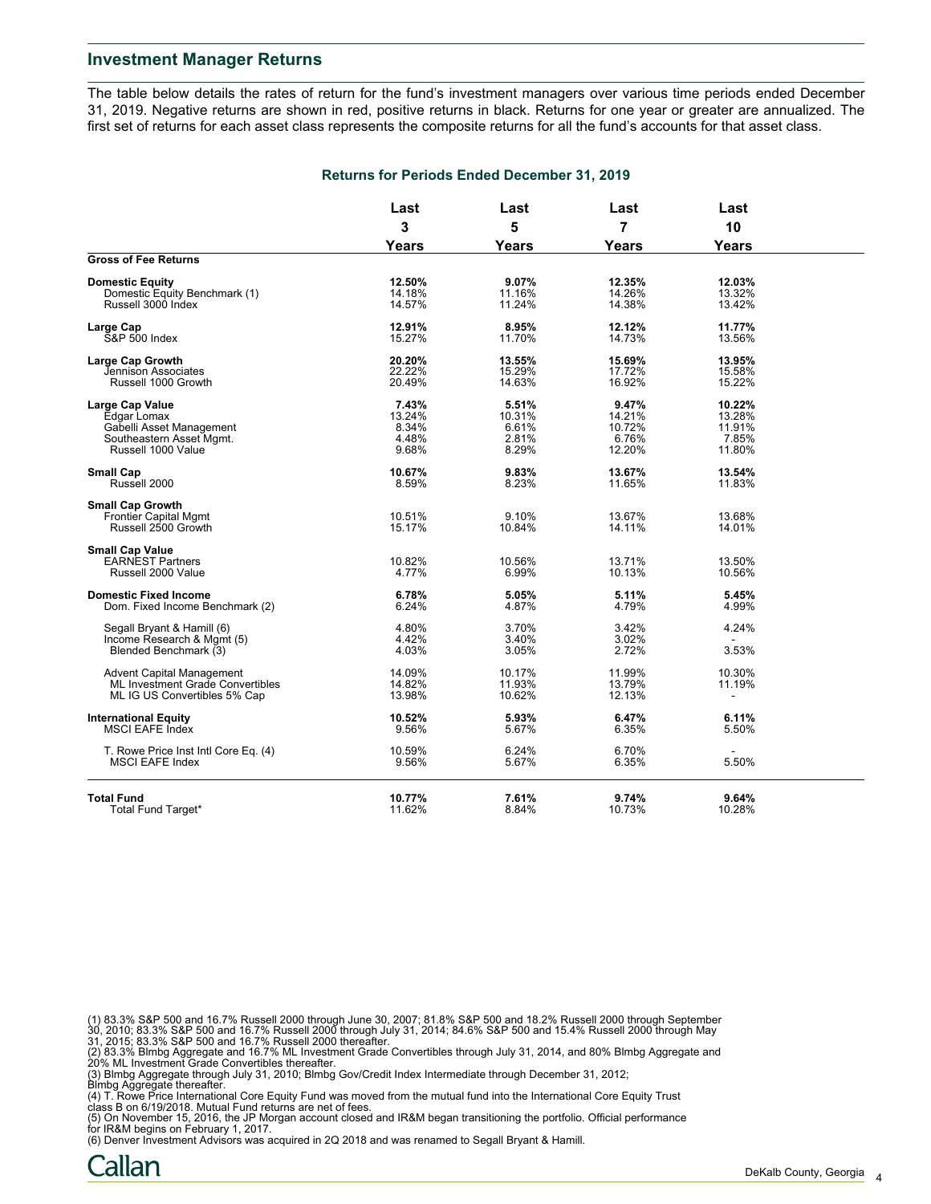## Investment Manager Returns

The table below details the rates of return for the fund's investment managers over various time periods ended December 31, 2019. Negative returns are shown in red, positive returns in black. Returns for one year or greater are annualized. The first set of returns for each asset class represents the composite returns for all the fund's accounts for that asset class.

### Returns for Periods Ended December 31, 2019

| | Last 3 Years | Last 5 Years | Last 7 Years | Last 10 Years |
|---|---|---|---|---|
| **Gross of Fee Returns** | | | | |
| **Domestic Equity** | **12.50%** | **9.07%** | **12.35%** | **12.03%** |
| Domestic Equity Benchmark (1) | 14.18% | 11.16% | 14.26% | 13.32% |
| Russell 3000 Index | 14.57% | 11.24% | 14.38% | 13.42% |
| **Large Cap** | **12.91%** | **8.95%** | **12.12%** | **11.77%** |
| S&P 500 Index | 15.27% | 11.70% | 14.73% | 13.56% |
| **Large Cap Growth** | **20.20%** | **13.55%** | **15.69%** | **13.95%** |
| Jennison Associates | 22.22% | 15.29% | 17.72% | 15.58% |
| Russell 1000 Growth | 20.49% | 14.63% | 16.92% | 15.22% |
| **Large Cap Value** | **7.43%** | **5.51%** | **9.47%** | **10.22%** |
| Edgar Lomax | 13.24% | 10.31% | 14.21% | 13.28% |
| Gabelli Asset Management | 8.34% | 6.61% | 10.72% | 11.91% |
| Southeastern Asset Mgmt. | 4.48% | 2.81% | 6.76% | 7.85% |
| Russell 1000 Value | 9.68% | 8.29% | 12.20% | 11.80% |
| **Small Cap** | **10.67%** | **9.83%** | **13.67%** | **13.54%** |
| Russell 2000 | 8.59% | 8.23% | 11.65% | 11.83% |
| **Small Cap Growth** | | | | |
| Frontier Capital Mgmt | 10.51% | 9.10% | 13.67% | 13.68% |
| Russell 2500 Growth | 15.17% | 10.84% | 14.11% | 14.01% |
| **Small Cap Value** | | | | |
| EARNEST Partners | 10.82% | 10.56% | 13.71% | 13.50% |
| Russell 2000 Value | 4.77% | 6.99% | 10.13% | 10.56% |
| **Domestic Fixed Income** | **6.78%** | **5.05%** | **5.11%** | **5.45%** |
| Dom. Fixed Income Benchmark (2) | 6.24% | 4.87% | 4.79% | 4.99% |
| Segall Bryant & Hamill (6) | 4.80% | 3.70% | 3.42% | 4.24% |
| Income Research & Mgmt (5) | 4.42% | 3.40% | 3.02% | - |
| Blended Benchmark (3) | 4.03% | 3.05% | 2.72% | 3.53% |
| Advent Capital Management | 14.09% | 10.17% | 11.99% | 10.30% |
| ML Investment Grade Convertibles | 14.82% | 11.93% | 13.79% | 11.19% |
| ML IG US Convertibles 5% Cap | 13.98% | 10.62% | 12.13% | - |
| **International Equity** | **10.52%** | **5.93%** | **6.47%** | **6.11%** |
| MSCI EAFE Index | 9.56% | 5.67% | 6.35% | 5.50% |
| T. Rowe Price Inst Intl Core Eq. (4) | 10.59% | 6.24% | 6.70% | - |
| MSCI EAFE Index | 9.56% | 5.67% | 6.35% | 5.50% |
| **Total Fund** | **10.77%** | **7.61%** | **9.74%** | **9.64%** |
| Total Fund Target* | 11.62% | 8.84% | 10.73% | 10.28% |

(1) 83.3% S&P 500 and 16.7% Russell 2000 through June 30, 2007; 81.8% S&P 500 and 18.2% Russell 2000 through September 30, 2010; 83.3% S&P 500 and 16.7% Russell 2000 through July 31, 2014; 84.6% S&P 500 and 15.4% Russell 2000 through May 31, 2015; 83.3% S&P 500 and 16.7% Russell 2000 thereafter.
(2) 83.3% Blmbg Aggregate and 16.7% ML Investment Grade Convertibles through July 31, 2014, and 80% Blmbg Aggregate and 20% ML Investment Grade Convertibles thereafter.
(3) Blmbg Aggregate through July 31, 2010; Blmbg Gov/Credit Index Intermediate through December 31, 2012; Blmbg Aggregate thereafter.
(4) T. Rowe Price International Core Equity Fund was moved from the mutual fund into the International Core Equity Trust class B on 6/19/2018. Mutual Fund returns are net of fees.
(5) On November 15, 2016, the JP Morgan account closed and IR&M began transitioning the portfolio. Official performance for IR&M begins on February 1, 2017.
(6) Denver Investment Advisors was acquired in 2Q 2018 and was renamed to Segall Bryant & Hamill.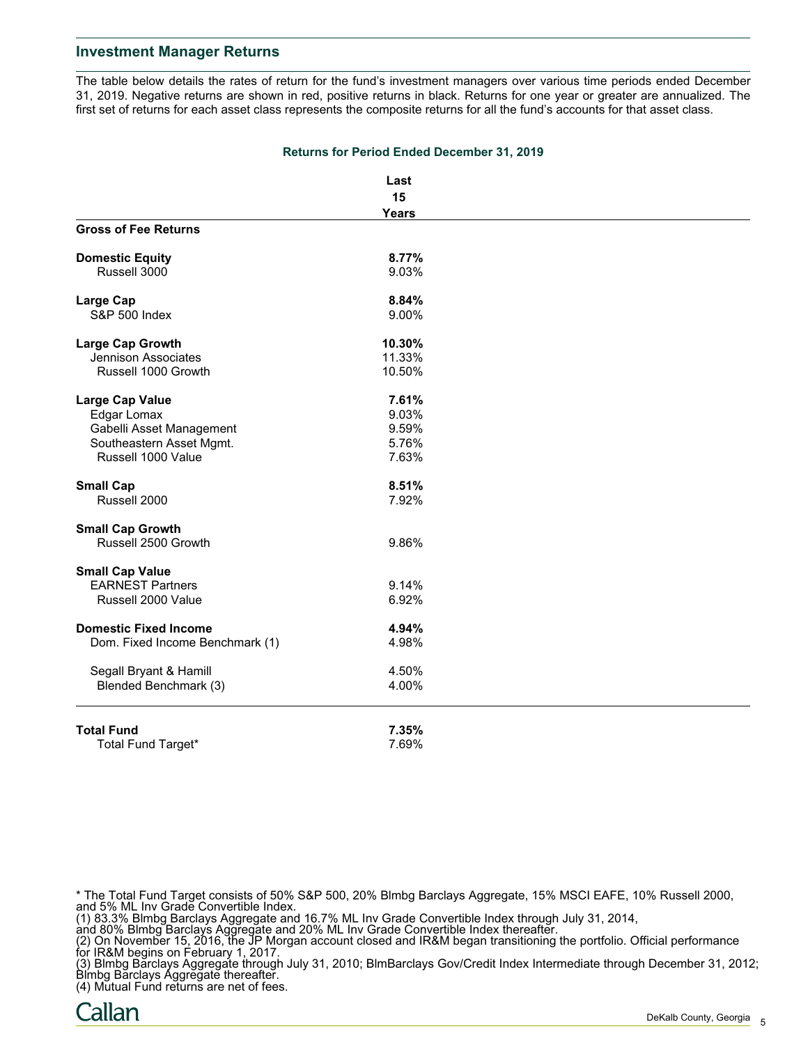## Investment Manager Returns

The table below details the rates of return for the fund's investment managers over various time periods ended December 31, 2019. Negative returns are shown in red, positive returns in black. Returns for one year or greater are annualized. The first set of returns for each asset class represents the composite returns for all the fund's accounts for that asset class.

**Returns for Period Ended December 31, 2019**

| | Last 15 Years |
|---|---|
| **Gross of Fee Returns** | |
| **Domestic Equity** | **8.77%** |
| Russell 3000 | 9.03% |
| **Large Cap** | **8.84%** |
| S&P 500 Index | 9.00% |
| **Large Cap Growth** | **10.30%** |
| Jennison Associates | 11.33% |
| Russell 1000 Growth | 10.50% |
| **Large Cap Value** | **7.61%** |
| Edgar Lomax | 9.03% |
| Gabelli Asset Management | 9.59% |
| Southeastern Asset Mgmt. | 5.76% |
| Russell 1000 Value | 7.63% |
| **Small Cap** | **8.51%** |
| Russell 2000 | 7.92% |
| **Small Cap Growth** | |
| Russell 2500 Growth | 9.86% |
| **Small Cap Value** | |
| EARNEST Partners | 9.14% |
| Russell 2000 Value | 6.92% |
| **Domestic Fixed Income** | **4.94%** |
| Dom. Fixed Income Benchmark (1) | 4.98% |
| Segall Bryant & Hamill | 4.50% |
| Blended Benchmark (3) | 4.00% |
| **Total Fund** | **7.35%** |
| Total Fund Target* | 7.69% |

* The Total Fund Target consists of 50% S&P 500, 20% Blmbg Barclays Aggregate, 15% MSCI EAFE, 10% Russell 2000, and 5% ML Inv Grade Convertible Index.
(1) 83.3% Blmbg Barclays Aggregate and 16.7% ML Inv Grade Convertible Index through July 31, 2014, and 80% Blmbg Barclays Aggregate and 20% ML Inv Grade Convertible Index thereafter.
(2) On November 15, 2016, the JP Morgan account closed and IR&M began transitioning the portfolio. Official performance for IR&M begins on February 1, 2017.
(3) Blmbg Barclays Aggregate through July 31, 2010; BlmBarclays Gov/Credit Index Intermediate through December 31, 2012; Blmbg Barclays Aggregate thereafter.
(4) Mutual Fund returns are net of fees.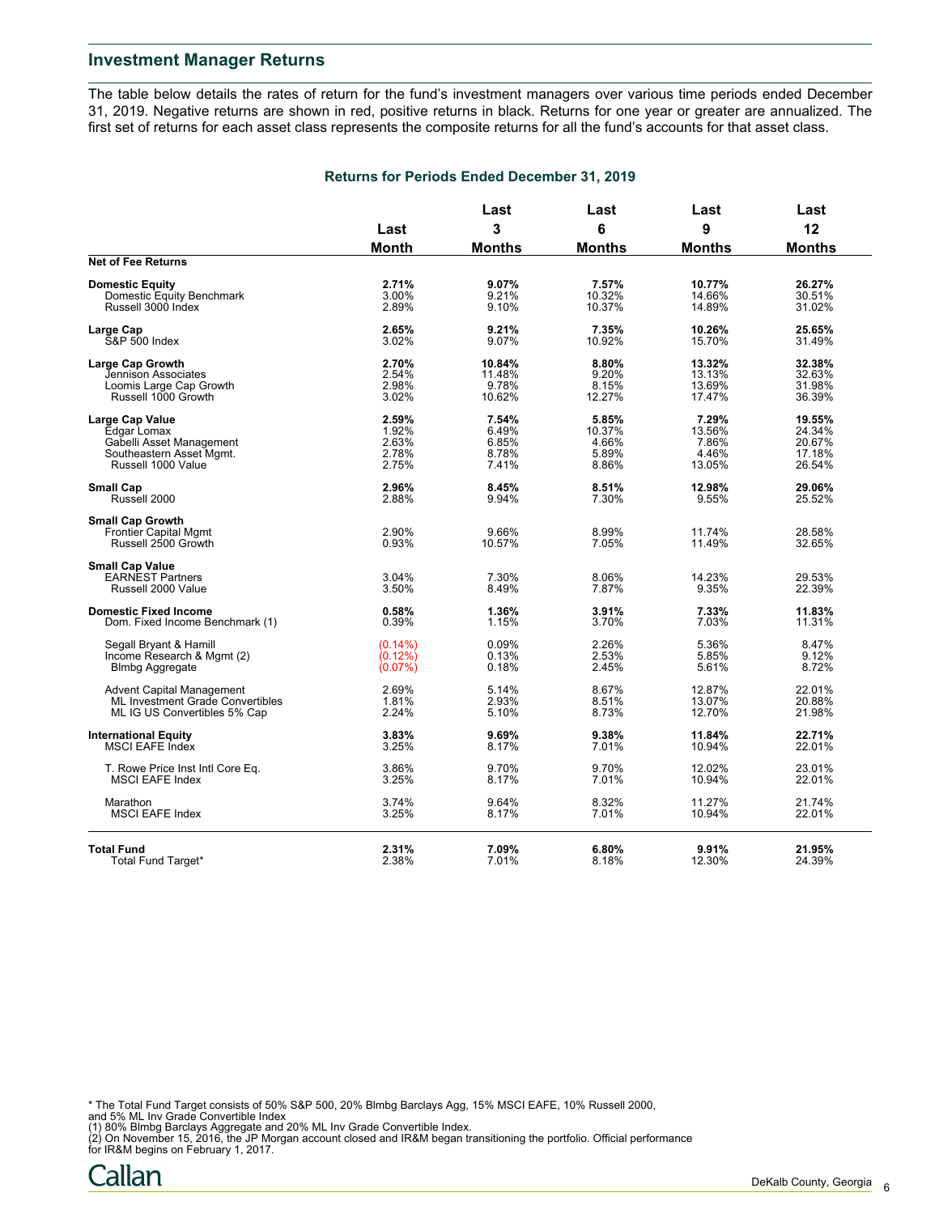## Investment Manager Returns

The table below details the rates of return for the fund's investment managers over various time periods ended December 31, 2019. Negative returns are shown in red, positive returns in black. Returns for one year or greater are annualized. The first set of returns for each asset class represents the composite returns for all the fund's accounts for that asset class.

### Returns for Periods Ended December 31, 2019

| Net of Fee Returns | Last Month | Last 3 Months | Last 6 Months | Last 9 Months | Last 12 Months |
|---|---|---|---|---|---|
| **Domestic Equity** | **2.71%** | **9.07%** | **7.57%** | **10.77%** | **26.27%** |
| Domestic Equity Benchmark | 3.00% | 9.21% | 10.32% | 14.66% | 30.51% |
| Russell 3000 Index | 2.89% | 9.10% | 10.37% | 14.89% | 31.02% |
| **Large Cap** | **2.65%** | **9.21%** | **7.35%** | **10.26%** | **25.65%** |
| S&P 500 Index | 3.02% | 9.07% | 10.92% | 15.70% | 31.49% |
| **Large Cap Growth** | **2.70%** | **10.84%** | **8.80%** | **13.32%** | **32.38%** |
| Jennison Associates | 2.54% | 11.48% | 9.20% | 13.13% | 32.63% |
| Loomis Large Cap Growth | 2.98% | 9.78% | 8.15% | 13.69% | 31.98% |
| Russell 1000 Growth | 3.02% | 10.62% | 12.27% | 17.47% | 36.39% |
| **Large Cap Value** | **2.59%** | **7.54%** | **5.85%** | **7.29%** | **19.55%** |
| Edgar Lomax | 1.92% | 6.49% | 10.37% | 13.56% | 24.34% |
| Gabelli Asset Management | 2.63% | 6.85% | 4.66% | 7.86% | 20.67% |
| Southeastern Asset Mgmt. | 2.78% | 8.78% | 5.89% | 4.46% | 17.18% |
| Russell 1000 Value | 2.75% | 7.41% | 8.86% | 13.05% | 26.54% |
| **Small Cap** | **2.96%** | **8.45%** | **8.51%** | **12.98%** | **29.06%** |
| Russell 2000 | 2.88% | 9.94% | 7.30% | 9.55% | 25.52% |
| **Small Cap Growth** | | | | | |
| Frontier Capital Mgmt | 2.90% | 9.66% | 8.99% | 11.74% | 28.58% |
| Russell 2500 Growth | 0.93% | 10.57% | 7.05% | 11.49% | 32.65% |
| **Small Cap Value** | | | | | |
| EARNEST Partners | 3.04% | 7.30% | 8.06% | 14.23% | 29.53% |
| Russell 2000 Value | 3.50% | 8.49% | 7.87% | 9.35% | 22.39% |
| **Domestic Fixed Income** | **0.58%** | **1.36%** | **3.91%** | **7.33%** | **11.83%** |
| Dom. Fixed Income Benchmark (1) | 0.39% | 1.15% | 3.70% | 7.03% | 11.31% |
| Segall Bryant & Hamill | (0.14%) | 0.09% | 2.26% | 5.36% | 8.47% |
| Income Research & Mgmt (2) | (0.12%) | 0.13% | 2.53% | 5.85% | 9.12% |
| Blmbg Aggregate | (0.07%) | 0.18% | 2.45% | 5.61% | 8.72% |
| Advent Capital Management | 2.69% | 5.14% | 8.67% | 12.87% | 22.01% |
| ML Investment Grade Convertibles | 1.81% | 2.93% | 8.51% | 13.07% | 20.88% |
| ML IG US Convertibles 5% Cap | 2.24% | 5.10% | 8.73% | 12.70% | 21.98% |
| **International Equity** | **3.83%** | **9.69%** | **9.38%** | **11.84%** | **22.71%** |
| MSCI EAFE Index | 3.25% | 8.17% | 7.01% | 10.94% | 22.01% |
| T. Rowe Price Inst Intl Core Eq. | 3.86% | 9.70% | 9.70% | 12.02% | 23.01% |
| MSCI EAFE Index | 3.25% | 8.17% | 7.01% | 10.94% | 22.01% |
| Marathon | 3.74% | 9.64% | 8.32% | 11.27% | 21.74% |
| MSCI EAFE Index | 3.25% | 8.17% | 7.01% | 10.94% | 22.01% |
| **Total Fund** | **2.31%** | **7.09%** | **6.80%** | **9.91%** | **21.95%** |
| Total Fund Target* | 2.38% | 7.01% | 8.18% | 12.30% | 24.39% |

* The Total Fund Target consists of 50% S&P 500, 20% Blmbg Barclays Agg, 15% MSCI EAFE, 10% Russell 2000, and 5% ML Inv Grade Convertible Index
(1) 80% Blmbg Barclays Aggregate and 20% ML Inv Grade Convertible Index.
(2) On November 15, 2016, the JP Morgan account closed and IR&M began transitioning the portfolio. Official performance for IR&M begins on February 1, 2017.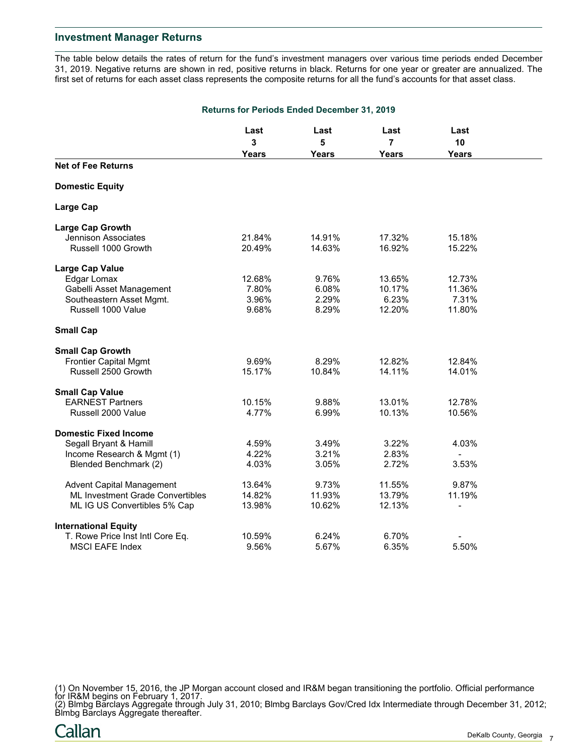## Investment Manager Returns

The table below details the rates of return for the fund's investment managers over various time periods ended December 31, 2019. Negative returns are shown in red, positive returns in black. Returns for one year or greater are annualized. The first set of returns for each asset class represents the composite returns for all the fund's accounts for that asset class.

**Returns for Periods Ended December 31, 2019**

| | Last 3 Years | Last 5 Years | Last 7 Years | Last 10 Years |
|---|---|---|---|---|
| **Net of Fee Returns** | | | | |
| **Domestic Equity** | | | | |
| **Large Cap** | | | | |
| **Large Cap Growth** | | | | |
| Jennison Associates | 21.84% | 14.91% | 17.32% | 15.18% |
| Russell 1000 Growth | 20.49% | 14.63% | 16.92% | 15.22% |
| **Large Cap Value** | | | | |
| Edgar Lomax | 12.68% | 9.76% | 13.65% | 12.73% |
| Gabelli Asset Management | 7.80% | 6.08% | 10.17% | 11.36% |
| Southeastern Asset Mgmt. | 3.96% | 2.29% | 6.23% | 7.31% |
| Russell 1000 Value | 9.68% | 8.29% | 12.20% | 11.80% |
| **Small Cap** | | | | |
| **Small Cap Growth** | | | | |
| Frontier Capital Mgmt | 9.69% | 8.29% | 12.82% | 12.84% |
| Russell 2500 Growth | 15.17% | 10.84% | 14.11% | 14.01% |
| **Small Cap Value** | | | | |
| EARNEST Partners | 10.15% | 9.88% | 13.01% | 12.78% |
| Russell 2000 Value | 4.77% | 6.99% | 10.13% | 10.56% |
| **Domestic Fixed Income** | | | | |
| Segall Bryant & Hamill | 4.59% | 3.49% | 3.22% | 4.03% |
| Income Research & Mgmt (1) | 4.22% | 3.21% | 2.83% | - |
| Blended Benchmark (2) | 4.03% | 3.05% | 2.72% | 3.53% |
| Advent Capital Management | 13.64% | 9.73% | 11.55% | 9.87% |
| ML Investment Grade Convertibles | 14.82% | 11.93% | 13.79% | 11.19% |
| ML IG US Convertibles 5% Cap | 13.98% | 10.62% | 12.13% | - |
| **International Equity** | | | | |
| T. Rowe Price Inst Intl Core Eq. | 10.59% | 6.24% | 6.70% | - |
| MSCI EAFE Index | 9.56% | 5.67% | 6.35% | 5.50% |

(1) On November 15, 2016, the JP Morgan account closed and IR&M began transitioning the portfolio. Official performance for IR&M begins on February 1, 2017.
(2) Blmbg Barclays Aggregate through July 31, 2010; Blmbg Barclays Gov/Cred Idx Intermediate through December 31, 2012; Blmbg Barclays Aggregate thereafter.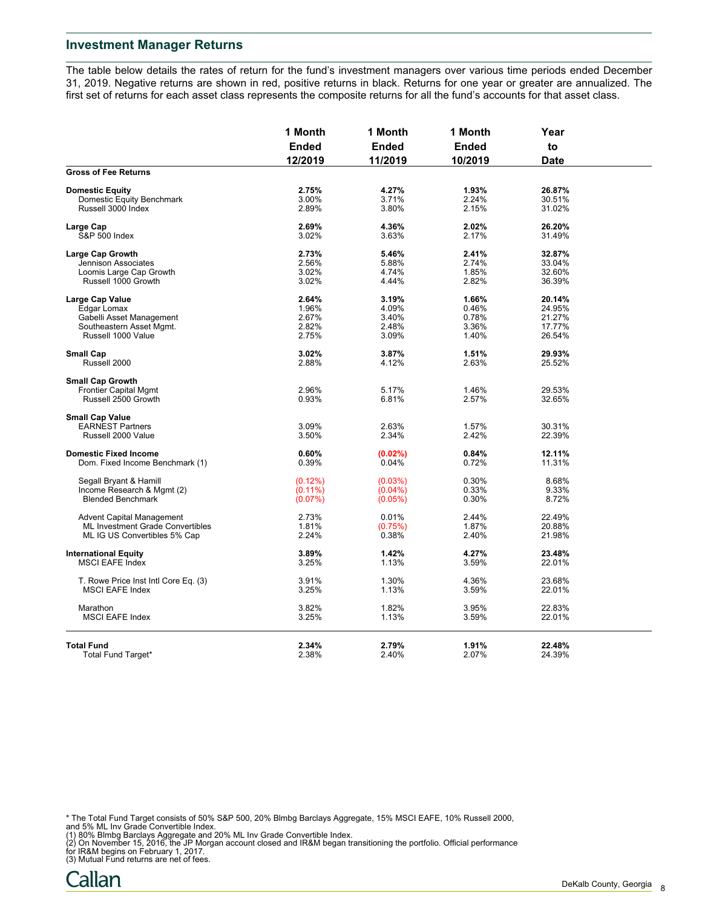## Investment Manager Returns

The table below details the rates of return for the fund's investment managers over various time periods ended December 31, 2019. Negative returns are shown in red, positive returns in black. Returns for one year or greater are annualized. The first set of returns for each asset class represents the composite returns for all the fund's accounts for that asset class.

| | 1 Month Ended 12/2019 | 1 Month Ended 11/2019 | 1 Month Ended 10/2019 | Year to Date |
|---|---|---|---|---|
| **Gross of Fee Returns** | | | | |
| **Domestic Equity** | **2.75%** | **4.27%** | **1.93%** | **26.87%** |
| Domestic Equity Benchmark | 3.00% | 3.71% | 2.24% | 30.51% |
| Russell 3000 Index | 2.89% | 3.80% | 2.15% | 31.02% |
| **Large Cap** | **2.69%** | **4.36%** | **2.02%** | **26.20%** |
| S&P 500 Index | 3.02% | 3.63% | 2.17% | 31.49% |
| **Large Cap Growth** | **2.73%** | **5.46%** | **2.41%** | **32.87%** |
| Jennison Associates | 2.56% | 5.88% | 2.74% | 33.04% |
| Loomis Large Cap Growth | 3.02% | 4.74% | 1.85% | 32.60% |
| Russell 1000 Growth | 3.02% | 4.44% | 2.82% | 36.39% |
| **Large Cap Value** | **2.64%** | **3.19%** | **1.66%** | **20.14%** |
| Edgar Lomax | 1.96% | 4.09% | 0.46% | 24.95% |
| Gabelli Asset Management | 2.67% | 3.40% | 0.78% | 21.27% |
| Southeastern Asset Mgmt. | 2.82% | 2.48% | 3.36% | 17.77% |
| Russell 1000 Value | 2.75% | 3.09% | 1.40% | 26.54% |
| **Small Cap** | **3.02%** | **3.87%** | **1.51%** | **29.93%** |
| Russell 2000 | 2.88% | 4.12% | 2.63% | 25.52% |
| **Small Cap Growth** | | | | |
| Frontier Capital Mgmt | 2.96% | 5.17% | 1.46% | 29.53% |
| Russell 2500 Growth | 0.93% | 6.81% | 2.57% | 32.65% |
| **Small Cap Value** | | | | |
| EARNEST Partners | 3.09% | 2.63% | 1.57% | 30.31% |
| Russell 2000 Value | 3.50% | 2.34% | 2.42% | 22.39% |
| **Domestic Fixed Income** | **0.60%** | **(0.02%)** | **0.84%** | **12.11%** |
| Dom. Fixed Income Benchmark (1) | 0.39% | 0.04% | 0.72% | 11.31% |
| Segall Bryant & Hamill | (0.12%) | (0.03%) | 0.30% | 8.68% |
| Income Research & Mgmt (2) | (0.11%) | (0.04%) | 0.33% | 9.33% |
| Blended Benchmark | (0.07%) | (0.05%) | 0.30% | 8.72% |
| Advent Capital Management | 2.73% | 0.01% | 2.44% | 22.49% |
| ML Investment Grade Convertibles | 1.81% | (0.75%) | 1.87% | 20.88% |
| ML IG US Convertibles 5% Cap | 2.24% | 0.38% | 2.40% | 21.98% |
| **International Equity** | **3.89%** | **1.42%** | **4.27%** | **23.48%** |
| MSCI EAFE Index | 3.25% | 1.13% | 3.59% | 22.01% |
| T. Rowe Price Inst Intl Core Eq. (3) | 3.91% | 1.30% | 4.36% | 23.68% |
| MSCI EAFE Index | 3.25% | 1.13% | 3.59% | 22.01% |
| Marathon | 3.82% | 1.82% | 3.95% | 22.83% |
| MSCI EAFE Index | 3.25% | 1.13% | 3.59% | 22.01% |
| **Total Fund** | **2.34%** | **2.79%** | **1.91%** | **22.48%** |
| Total Fund Target* | 2.38% | 2.40% | 2.07% | 24.39% |

* The Total Fund Target consists of 50% S&P 500, 20% Blmbg Barclays Aggregate, 15% MSCI EAFE, 10% Russell 2000, and 5% ML Inv Grade Convertible Index.
(1) 80% Blmbg Barclays Aggregate and 20% ML Inv Grade Convertible Index.
(2) On November 15, 2016, the JP Morgan account closed and IR&M began transitioning the portfolio. Official performance for IR&M begins on February 1, 2017.
(3) Mutual Fund returns are net of fees.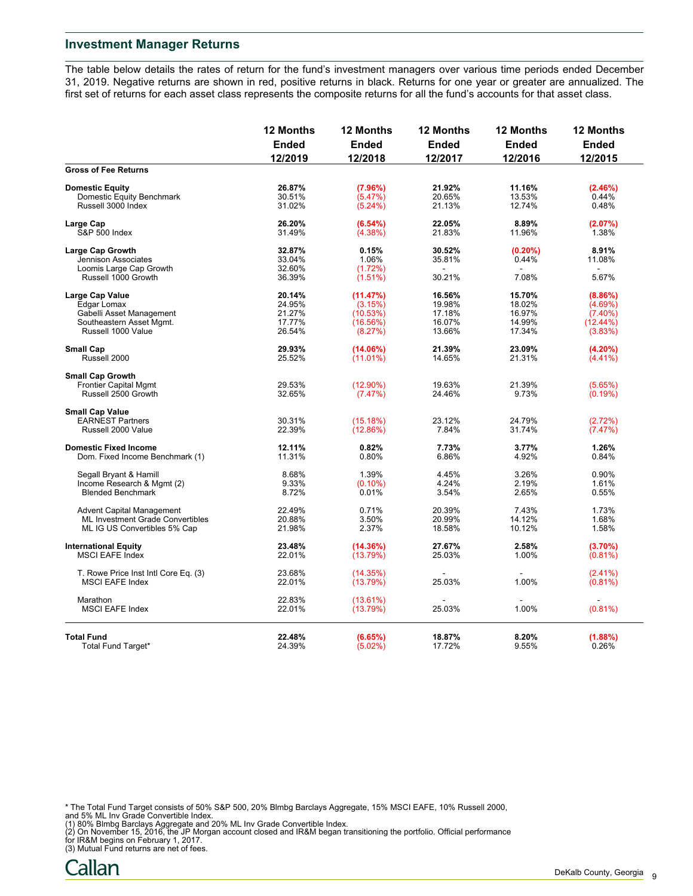## Investment Manager Returns

The table below details the rates of return for the fund's investment managers over various time periods ended December 31, 2019. Negative returns are shown in red, positive returns in black. Returns for one year or greater are annualized. The first set of returns for each asset class represents the composite returns for all the fund's accounts for that asset class.

| | 12 Months Ended 12/2019 | 12 Months Ended 12/2018 | 12 Months Ended 12/2017 | 12 Months Ended 12/2016 | 12 Months Ended 12/2015 |
|---|---|---|---|---|---|
| **Gross of Fee Returns** | | | | | |
| **Domestic Equity** | **26.87%** | **(7.96%)** | **21.92%** | **11.16%** | **(2.46%)** |
| Domestic Equity Benchmark | 30.51% | (5.47%) | 20.65% | 13.53% | 0.44% |
| Russell 3000 Index | 31.02% | (5.24%) | 21.13% | 12.74% | 0.48% |
| **Large Cap** | **26.20%** | **(6.54%)** | **22.05%** | **8.89%** | **(2.07%)** |
| S&P 500 Index | 31.49% | (4.38%) | 21.83% | 11.96% | 1.38% |
| **Large Cap Growth** | **32.87%** | **0.15%** | **30.52%** | **(0.20%)** | **8.91%** |
| Jennison Associates | 33.04% | 1.06% | 35.81% | 0.44% | 11.08% |
| Loomis Large Cap Growth | 32.60% | (1.72%) | - | - | - |
| Russell 1000 Growth | 36.39% | (1.51%) | 30.21% | 7.08% | 5.67% |
| **Large Cap Value** | **20.14%** | **(11.47%)** | **16.56%** | **15.70%** | **(8.86%)** |
| Edgar Lomax | 24.95% | (3.15%) | 19.98% | 18.02% | (4.69%) |
| Gabelli Asset Management | 21.27% | (10.53%) | 17.18% | 16.97% | (7.40%) |
| Southeastern Asset Mgmt. | 17.77% | (16.56%) | 16.07% | 14.99% | (12.44%) |
| Russell 1000 Value | 26.54% | (8.27%) | 13.66% | 17.34% | (3.83%) |
| **Small Cap** | **29.93%** | **(14.06%)** | **21.39%** | **23.09%** | **(4.20%)** |
| Russell 2000 | 25.52% | (11.01%) | 14.65% | 21.31% | (4.41%) |
| **Small Cap Growth** | | | | | |
| Frontier Capital Mgmt | 29.53% | (12.90%) | 19.63% | 21.39% | (5.65%) |
| Russell 2500 Growth | 32.65% | (7.47%) | 24.46% | 9.73% | (0.19%) |
| **Small Cap Value** | | | | | |
| EARNEST Partners | 30.31% | (15.18%) | 23.12% | 24.79% | (2.72%) |
| Russell 2000 Value | 22.39% | (12.86%) | 7.84% | 31.74% | (7.47%) |
| **Domestic Fixed Income** | **12.11%** | **0.82%** | **7.73%** | **3.77%** | **1.26%** |
| Dom. Fixed Income Benchmark (1) | 11.31% | 0.80% | 6.86% | 4.92% | 0.84% |
| Segall Bryant & Hamill | 8.68% | 1.39% | 4.45% | 3.26% | 0.90% |
| Income Research & Mgmt (2) | 9.33% | (0.10%) | 4.24% | 2.19% | 1.61% |
| Blended Benchmark | 8.72% | 0.01% | 3.54% | 2.65% | 0.55% |
| Advent Capital Management | 22.49% | 0.71% | 20.39% | 7.43% | 1.73% |
| ML Investment Grade Convertibles | 20.88% | 3.50% | 20.99% | 14.12% | 1.68% |
| ML IG US Convertibles 5% Cap | 21.98% | 2.37% | 18.58% | 10.12% | 1.58% |
| **International Equity** | **23.48%** | **(14.36%)** | **27.67%** | **2.58%** | **(3.70%)** |
| MSCI EAFE Index | 22.01% | (13.79%) | 25.03% | 1.00% | (0.81%) |
| T. Rowe Price Inst Intl Core Eq. (3) | 23.68% | (14.35%) | - | - | (2.41%) |
| MSCI EAFE Index | 22.01% | (13.79%) | 25.03% | 1.00% | (0.81%) |
| Marathon | 22.83% | (13.61%) | - | - | - |
| MSCI EAFE Index | 22.01% | (13.79%) | 25.03% | 1.00% | (0.81%) |
| **Total Fund** | **22.48%** | **(6.65%)** | **18.87%** | **8.20%** | **(1.88%)** |
| Total Fund Target* | 24.39% | (5.02%) | 17.72% | 9.55% | 0.26% |

\* The Total Fund Target consists of 50% S&P 500, 20% Blmbg Barclays Aggregate, 15% MSCI EAFE, 10% Russell 2000, and 5% ML Inv Grade Convertible Index.
(1) 80% Blmbg Barclays Aggregate and 20% ML Inv Grade Convertible Index.
(2) On November 15, 2016, the JP Morgan account closed and IR&M began transitioning the portfolio. Official performance for IR&M begins on February 1, 2017.
(3) Mutual Fund returns are net of fees.